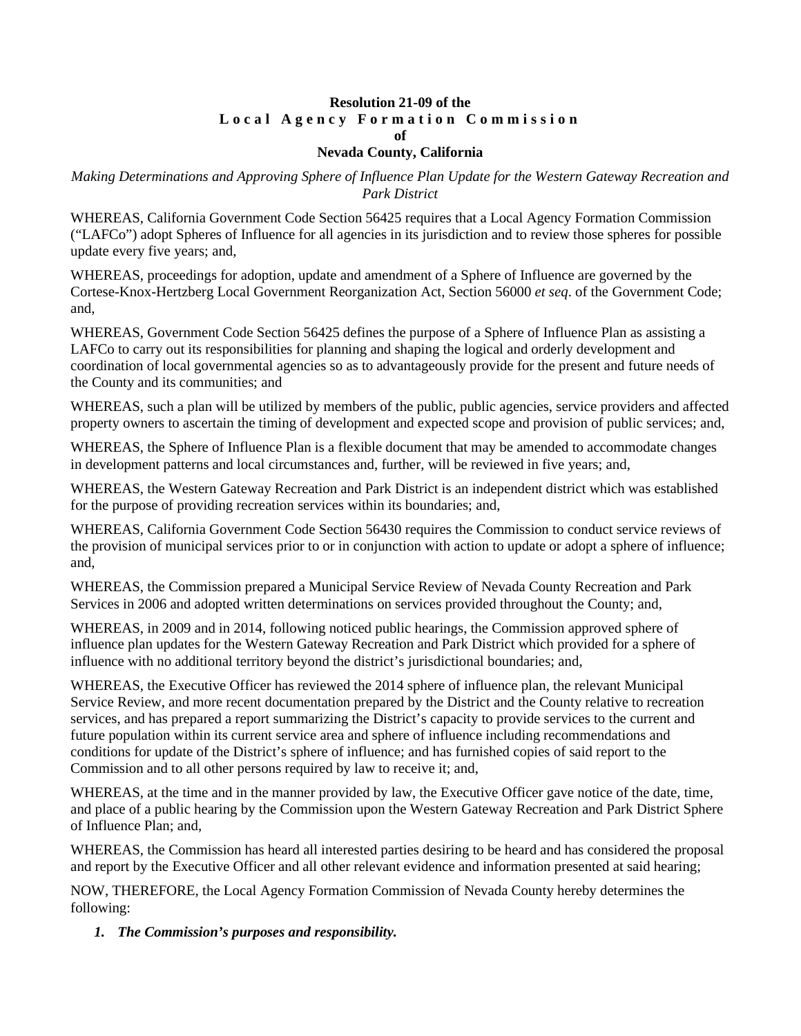**Resolution 21-09 of the**
**Local Agency Formation Commission**
**of**
**Nevada County, California**

*Making Determinations and Approving Sphere of Influence Plan Update for the Western Gateway Recreation and Park District*

WHEREAS, California Government Code Section 56425 requires that a Local Agency Formation Commission ("LAFCo") adopt Spheres of Influence for all agencies in its jurisdiction and to review those spheres for possible update every five years; and,

WHEREAS, proceedings for adoption, update and amendment of a Sphere of Influence are governed by the Cortese-Knox-Hertzberg Local Government Reorganization Act, Section 56000 *et seq*. of the Government Code; and,

WHEREAS, Government Code Section 56425 defines the purpose of a Sphere of Influence Plan as assisting a LAFCo to carry out its responsibilities for planning and shaping the logical and orderly development and coordination of local governmental agencies so as to advantageously provide for the present and future needs of the County and its communities; and

WHEREAS, such a plan will be utilized by members of the public, public agencies, service providers and affected property owners to ascertain the timing of development and expected scope and provision of public services; and,

WHEREAS, the Sphere of Influence Plan is a flexible document that may be amended to accommodate changes in development patterns and local circumstances and, further, will be reviewed in five years; and,

WHEREAS, the Western Gateway Recreation and Park District is an independent district which was established for the purpose of providing recreation services within its boundaries; and,

WHEREAS, California Government Code Section 56430 requires the Commission to conduct service reviews of the provision of municipal services prior to or in conjunction with action to update or adopt a sphere of influence; and,

WHEREAS, the Commission prepared a Municipal Service Review of Nevada County Recreation and Park Services in 2006 and adopted written determinations on services provided throughout the County; and,

WHEREAS, in 2009 and in 2014, following noticed public hearings, the Commission approved sphere of influence plan updates for the Western Gateway Recreation and Park District which provided for a sphere of influence with no additional territory beyond the district's jurisdictional boundaries; and,

WHEREAS, the Executive Officer has reviewed the 2014 sphere of influence plan, the relevant Municipal Service Review, and more recent documentation prepared by the District and the County relative to recreation services, and has prepared a report summarizing the District's capacity to provide services to the current and future population within its current service area and sphere of influence including recommendations and conditions for update of the District's sphere of influence; and has furnished copies of said report to the Commission and to all other persons required by law to receive it; and,

WHEREAS, at the time and in the manner provided by law, the Executive Officer gave notice of the date, time, and place of a public hearing by the Commission upon the Western Gateway Recreation and Park District Sphere of Influence Plan; and,

WHEREAS, the Commission has heard all interested parties desiring to be heard and has considered the proposal and report by the Executive Officer and all other relevant evidence and information presented at said hearing;

NOW, THEREFORE, the Local Agency Formation Commission of Nevada County hereby determines the following:

1. ***The Commission's purposes and responsibility.***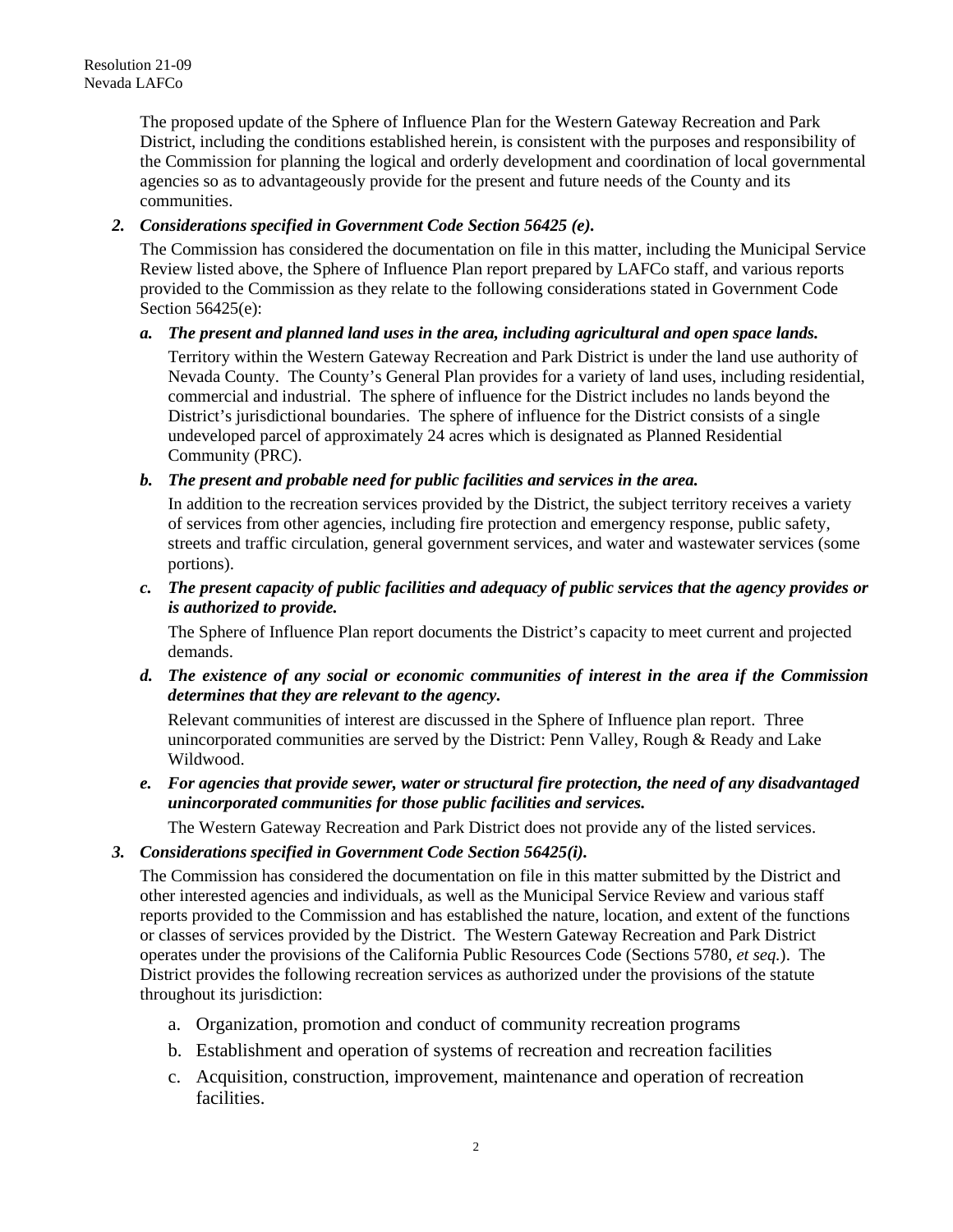The proposed update of the Sphere of Influence Plan for the Western Gateway Recreation and Park District, including the conditions established herein, is consistent with the purposes and responsibility of the Commission for planning the logical and orderly development and coordination of local governmental agencies so as to advantageously provide for the present and future needs of the County and its communities.

2. ***Considerations specified in Government Code Section 56425 (e).***

   The Commission has considered the documentation on file in this matter, including the Municipal Service Review listed above, the Sphere of Influence Plan report prepared by LAFCo staff, and various reports provided to the Commission as they relate to the following considerations stated in Government Code Section 56425(e):

   a. ***The present and planned land uses in the area, including agricultural and open space lands.***

      Territory within the Western Gateway Recreation and Park District is under the land use authority of Nevada County. The County's General Plan provides for a variety of land uses, including residential, commercial and industrial. The sphere of influence for the District includes no lands beyond the District's jurisdictional boundaries. The sphere of influence for the District consists of a single undeveloped parcel of approximately 24 acres which is designated as Planned Residential Community (PRC).

   b. ***The present and probable need for public facilities and services in the area.***

      In addition to the recreation services provided by the District, the subject territory receives a variety of services from other agencies, including fire protection and emergency response, public safety, streets and traffic circulation, general government services, and water and wastewater services (some portions).

   c. ***The present capacity of public facilities and adequacy of public services that the agency provides or is authorized to provide.***

      The Sphere of Influence Plan report documents the District's capacity to meet current and projected demands.

   d. ***The existence of any social or economic communities of interest in the area if the Commission determines that they are relevant to the agency.***

      Relevant communities of interest are discussed in the Sphere of Influence plan report. Three unincorporated communities are served by the District: Penn Valley, Rough & Ready and Lake Wildwood.

   e. ***For agencies that provide sewer, water or structural fire protection, the need of any disadvantaged unincorporated communities for those public facilities and services.***

      The Western Gateway Recreation and Park District does not provide any of the listed services.

3. ***Considerations specified in Government Code Section 56425(i).***

   The Commission has considered the documentation on file in this matter submitted by the District and other interested agencies and individuals, as well as the Municipal Service Review and various staff reports provided to the Commission and has established the nature, location, and extent of the functions or classes of services provided by the District. The Western Gateway Recreation and Park District operates under the provisions of the California Public Resources Code (Sections 5780, *et seq.*). The District provides the following recreation services as authorized under the provisions of the statute throughout its jurisdiction:

   a. Organization, promotion and conduct of community recreation programs
   b. Establishment and operation of systems of recreation and recreation facilities
   c. Acquisition, construction, improvement, maintenance and operation of recreation facilities.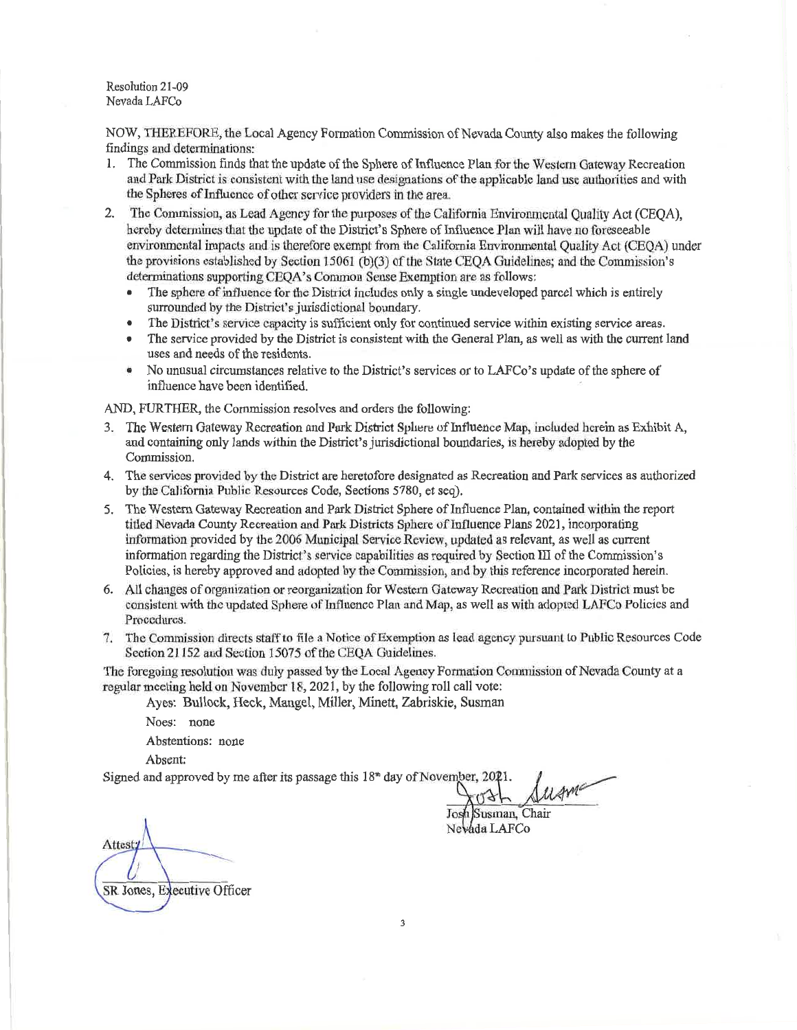Resolution 21-09
Nevada LAFCo

NOW, THEREFORE, the Local Agency Formation Commission of Nevada County also makes the following findings and determinations:

1. The Commission finds that the update of the Sphere of Influence Plan for the Western Gateway Recreation and Park District is consistent with the land use designations of the applicable land use authorities and with the Spheres of Influence of other service providers in the area.
2. The Commission, as Lead Agency for the purposes of the California Environmental Quality Act (CEQA), hereby determines that the update of the District's Sphere of Influence Plan will have no foreseeable environmental impacts and is therefore exempt from the California Environmental Quality Act (CEQA) under the provisions established by Section 15061 (b)(3) of the State CEQA Guidelines; and the Commission's determinations supporting CEQA's Common Sense Exemption are as follows:
   - The sphere of influence for the District includes only a single undeveloped parcel which is entirely surrounded by the District's jurisdictional boundary.
   - The District's service capacity is sufficient only for continued service within existing service areas.
   - The service provided by the District is consistent with the General Plan, as well as with the current land uses and needs of the residents.
   - No unusual circumstances relative to the District's services or to LAFCo's update of the sphere of influence have been identified.

AND, FURTHER, the Commission resolves and orders the following:

3. The Western Gateway Recreation and Park District Sphere of Influence Map, included herein as Exhibit A, and containing only lands within the District's jurisdictional boundaries, is hereby adopted by the Commission.
4. The services provided by the District are heretofore designated as Recreation and Park services as authorized by the California Public Resources Code, Sections 5780, et seq).
5. The Western Gateway Recreation and Park District Sphere of Influence Plan, contained within the report titled Nevada County Recreation and Park Districts Sphere of Influence Plans 2021, incorporating information provided by the 2006 Municipal Service Review, updated as relevant, as well as current information regarding the District's service capabilities as required by Section III of the Commission's Policies, is hereby approved and adopted by the Commission, and by this reference incorporated herein.
6. All changes of organization or reorganization for Western Gateway Recreation and Park District must be consistent with the updated Sphere of Influence Plan and Map, as well as with adopted LAFCo Policies and Procedures.
7. The Commission directs staff to file a Notice of Exemption as lead agency pursuant to Public Resources Code Section 21152 and Section 15075 of the CEQA Guidelines.

The foregoing resolution was duly passed by the Local Agency Formation Commission of Nevada County at a regular meeting held on November 18, 2021, by the following roll call vote:

Ayes: Bullock, Heck, Mangel, Miller, Minett, Zabriskie, Susman

Noes: none

Abstentions: none

Absent:

Signed and approved by me after its passage this 18th day of November, 2021.

Josh Susman, Chair
Nevada LAFCo

Attest:

SR Jones, Executive Officer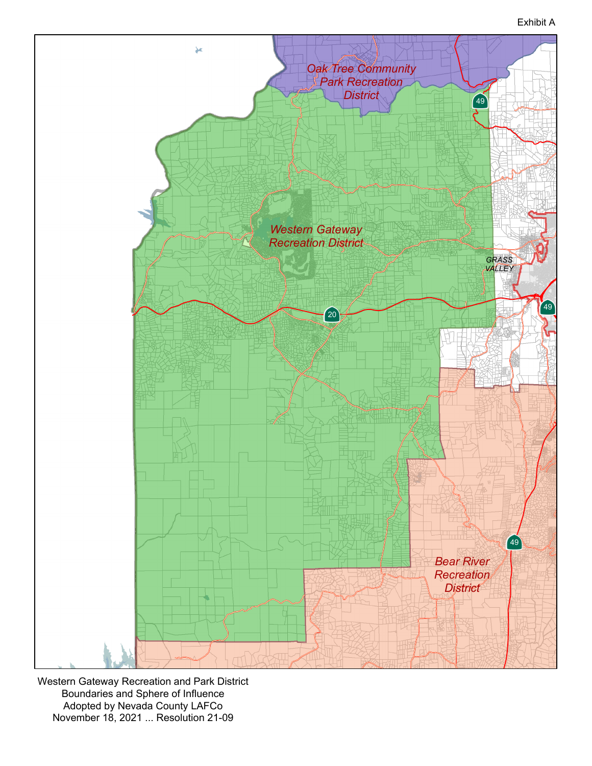Exhibit A

Oak Tree Community Park Recreation District

Western Gateway Recreation District

GRASS VALLEY

Bear River Recreation District

49

20

49

49

Western Gateway Recreation and Park District
Boundaries and Sphere of Influence
Adopted by Nevada County LAFCo
November 18, 2021 ... Resolution 21-09